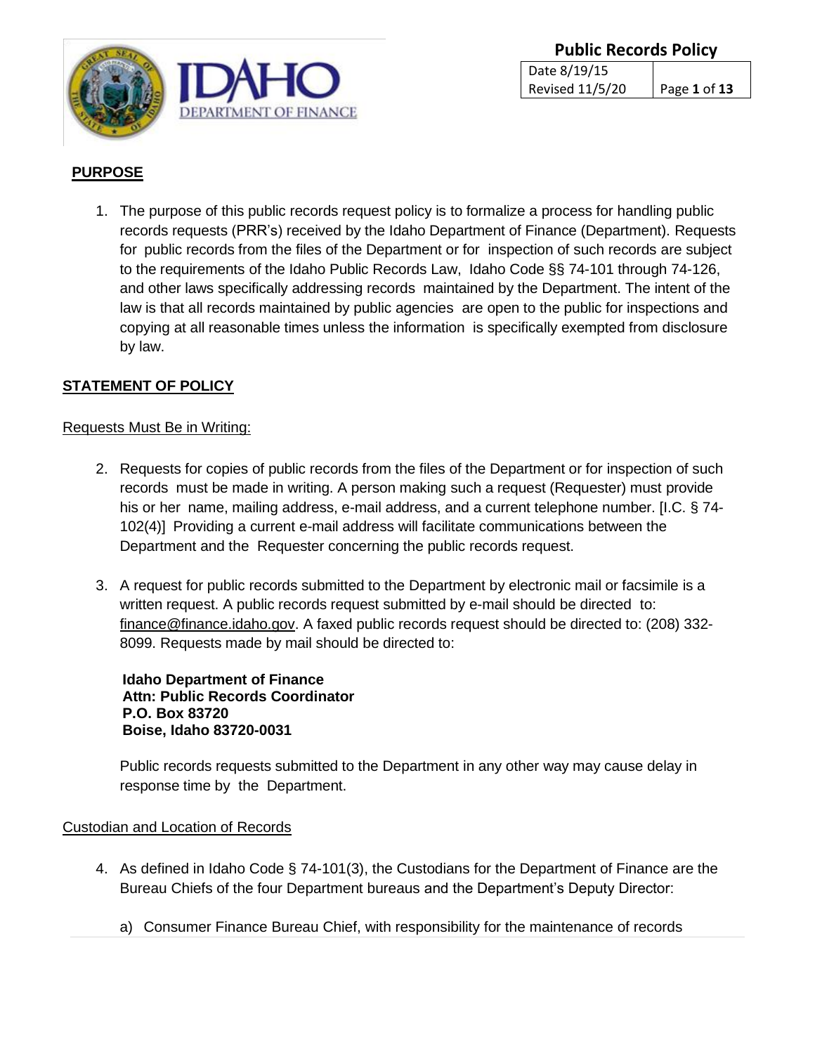## PURPOSE

1. The purpose of this public records request policy is to formalize a process for handling public records requests (PRR's) received by the Idaho Department of Finance (Department). Requests for public records from the files of the Department or for inspection of such records are subject to the requirements of the Idaho Public Records Law, Idaho Code §§ 74-101 through 74-126, and other laws specifically addressing records maintained by the Department. The intent of the law is that all records maintained by public agencies are open to the public for inspections and copying at all reasonable times unless the information is specifically exempted from disclosure by law.

## STATEMENT OF POLICY

Requests Must Be in Writing:

2. Requests for copies of public records from the files of the Department or for inspection of such records must be made in writing. A person making such a request (Requester) must provide his or her name, mailing address, e-mail address, and a current telephone number. [I.C. § 74-102(4)] Providing a current e-mail address will facilitate communications between the Department and the Requester concerning the public records request.

3. A request for public records submitted to the Department by electronic mail or facsimile is a written request. A public records request submitted by e-mail should be directed to: finance@finance.idaho.gov. A faxed public records request should be directed to: (208) 332-8099. Requests made by mail should be directed to:

   **Idaho Department of Finance**
   **Attn: Public Records Coordinator**
   **P.O. Box 83720**
   **Boise, Idaho 83720-0031**

   Public records requests submitted to the Department in any other way may cause delay in response time by the Department.

Custodian and Location of Records

4. As defined in Idaho Code § 74-101(3), the Custodians for the Department of Finance are the Bureau Chiefs of the four Department bureaus and the Department's Deputy Director:

   a) Consumer Finance Bureau Chief, with responsibility for the maintenance of records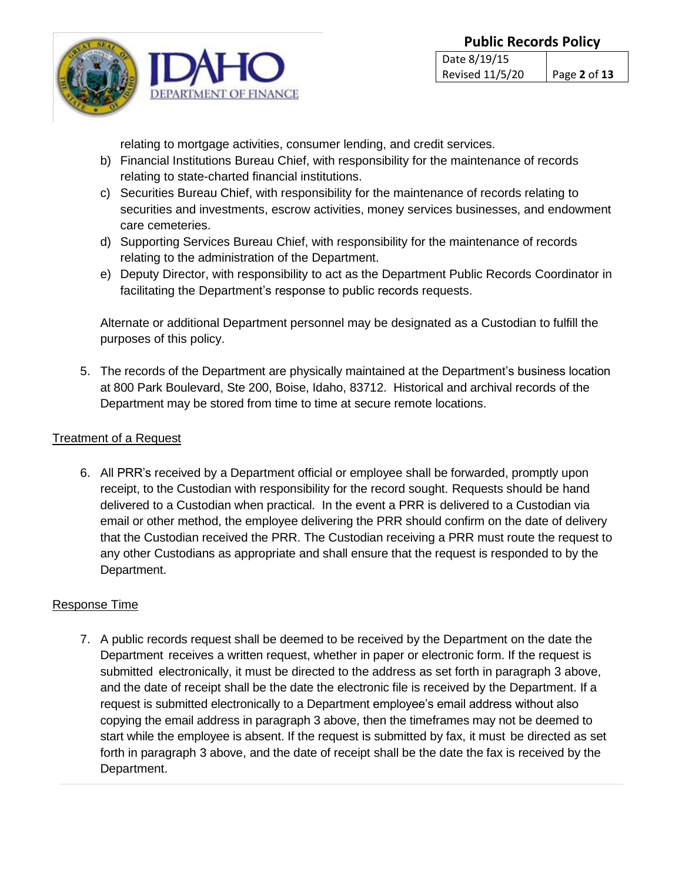relating to mortgage activities, consumer lending, and credit services.

b) Financial Institutions Bureau Chief, with responsibility for the maintenance of records relating to state-charted financial institutions.
c) Securities Bureau Chief, with responsibility for the maintenance of records relating to securities and investments, escrow activities, money services businesses, and endowment care cemeteries.
d) Supporting Services Bureau Chief, with responsibility for the maintenance of records relating to the administration of the Department.
e) Deputy Director, with responsibility to act as the Department Public Records Coordinator in facilitating the Department's response to public records requests.

Alternate or additional Department personnel may be designated as a Custodian to fulfill the purposes of this policy.

5. The records of the Department are physically maintained at the Department's business location at 800 Park Boulevard, Ste 200, Boise, Idaho, 83712. Historical and archival records of the Department may be stored from time to time at secure remote locations.

<u>Treatment of a Request</u>

6. All PRR's received by a Department official or employee shall be forwarded, promptly upon receipt, to the Custodian with responsibility for the record sought. Requests should be hand delivered to a Custodian when practical. In the event a PRR is delivered to a Custodian via email or other method, the employee delivering the PRR should confirm on the date of delivery that the Custodian received the PRR. The Custodian receiving a PRR must route the request to any other Custodians as appropriate and shall ensure that the request is responded to by the Department.

<u>Response Time</u>

7. A public records request shall be deemed to be received by the Department on the date the Department receives a written request, whether in paper or electronic form. If the request is submitted electronically, it must be directed to the address as set forth in paragraph 3 above, and the date of receipt shall be the date the electronic file is received by the Department. If a request is submitted electronically to a Department employee's email address without also copying the email address in paragraph 3 above, then the timeframes may not be deemed to start while the employee is absent. If the request is submitted by fax, it must be directed as set forth in paragraph 3 above, and the date of receipt shall be the date the fax is received by the Department.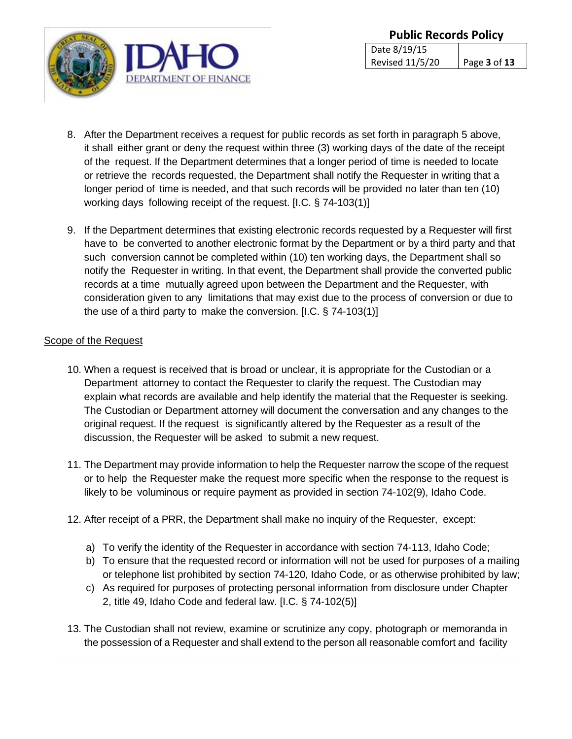8. After the Department receives a request for public records as set forth in paragraph 5 above, it shall either grant or deny the request within three (3) working days of the date of the receipt of the request. If the Department determines that a longer period of time is needed to locate or retrieve the records requested, the Department shall notify the Requester in writing that a longer period of time is needed, and that such records will be provided no later than ten (10) working days following receipt of the request. [I.C. § 74-103(1)]

9. If the Department determines that existing electronic records requested by a Requester will first have to be converted to another electronic format by the Department or by a third party and that such conversion cannot be completed within (10) ten working days, the Department shall so notify the Requester in writing. In that event, the Department shall provide the converted public records at a time mutually agreed upon between the Department and the Requester, with consideration given to any limitations that may exist due to the process of conversion or due to the use of a third party to make the conversion. [I.C. § 74-103(1)]

<u>Scope of the Request</u>

10. When a request is received that is broad or unclear, it is appropriate for the Custodian or a Department attorney to contact the Requester to clarify the request. The Custodian may explain what records are available and help identify the material that the Requester is seeking. The Custodian or Department attorney will document the conversation and any changes to the original request. If the request is significantly altered by the Requester as a result of the discussion, the Requester will be asked to submit a new request.

11. The Department may provide information to help the Requester narrow the scope of the request or to help the Requester make the request more specific when the response to the request is likely to be voluminous or require payment as provided in section 74-102(9), Idaho Code.

12. After receipt of a PRR, the Department shall make no inquiry of the Requester, except:

    a) To verify the identity of the Requester in accordance with section 74-113, Idaho Code;
    b) To ensure that the requested record or information will not be used for purposes of a mailing or telephone list prohibited by section 74-120, Idaho Code, or as otherwise prohibited by law;
    c) As required for purposes of protecting personal information from disclosure under Chapter 2, title 49, Idaho Code and federal law. [I.C. § 74-102(5)]

13. The Custodian shall not review, examine or scrutinize any copy, photograph or memoranda in the possession of a Requester and shall extend to the person all reasonable comfort and facility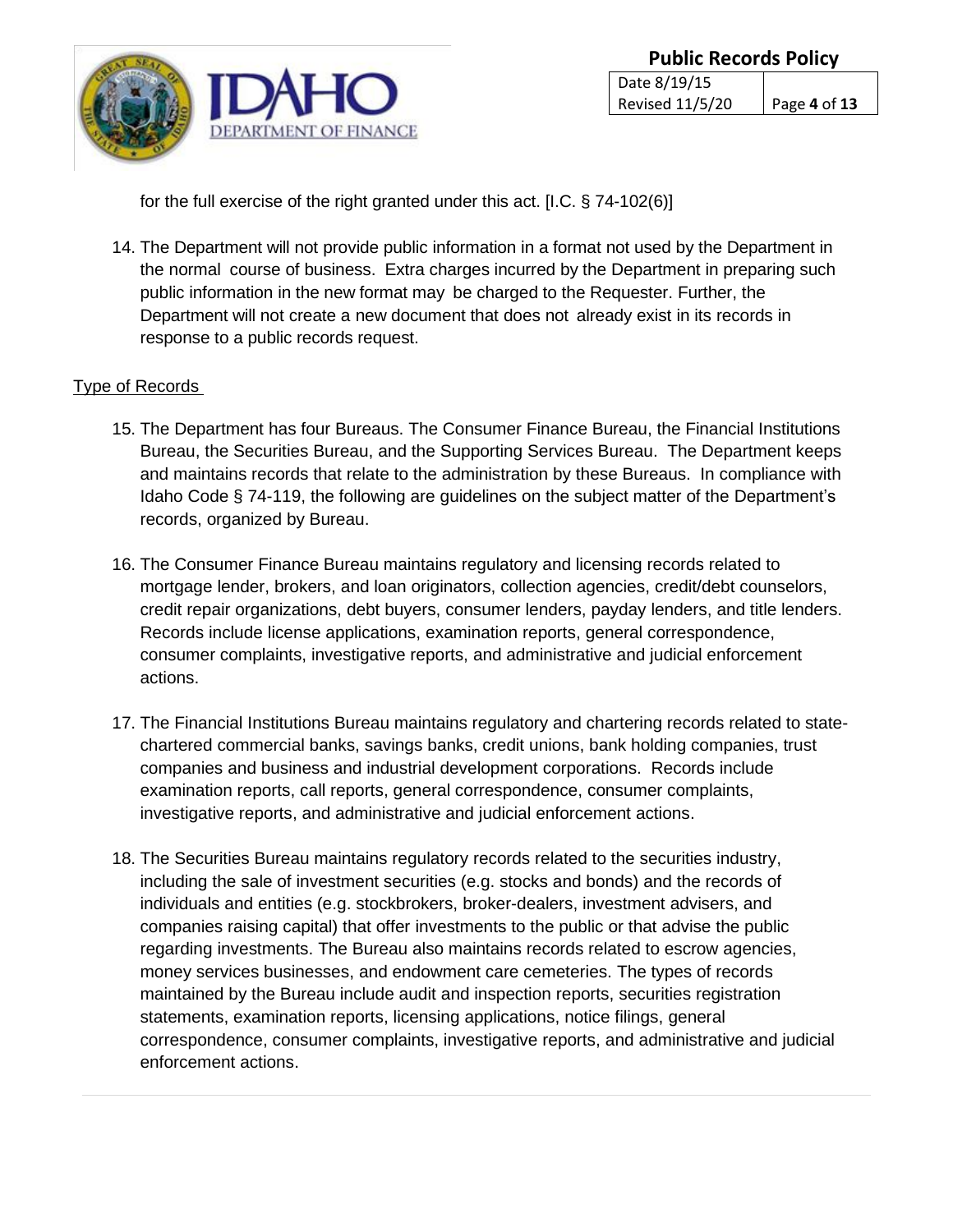for the full exercise of the right granted under this act. [I.C. § 74-102(6)]

14. The Department will not provide public information in a format not used by the Department in the normal course of business. Extra charges incurred by the Department in preparing such public information in the new format may be charged to the Requester. Further, the Department will not create a new document that does not already exist in its records in response to a public records request.

<u>Type of Records</u>

15. The Department has four Bureaus. The Consumer Finance Bureau, the Financial Institutions Bureau, the Securities Bureau, and the Supporting Services Bureau. The Department keeps and maintains records that relate to the administration by these Bureaus. In compliance with Idaho Code § 74-119, the following are guidelines on the subject matter of the Department's records, organized by Bureau.

16. The Consumer Finance Bureau maintains regulatory and licensing records related to mortgage lender, brokers, and loan originators, collection agencies, credit/debt counselors, credit repair organizations, debt buyers, consumer lenders, payday lenders, and title lenders. Records include license applications, examination reports, general correspondence, consumer complaints, investigative reports, and administrative and judicial enforcement actions.

17. The Financial Institutions Bureau maintains regulatory and chartering records related to state-chartered commercial banks, savings banks, credit unions, bank holding companies, trust companies and business and industrial development corporations. Records include examination reports, call reports, general correspondence, consumer complaints, investigative reports, and administrative and judicial enforcement actions.

18. The Securities Bureau maintains regulatory records related to the securities industry, including the sale of investment securities (e.g. stocks and bonds) and the records of individuals and entities (e.g. stockbrokers, broker-dealers, investment advisers, and companies raising capital) that offer investments to the public or that advise the public regarding investments. The Bureau also maintains records related to escrow agencies, money services businesses, and endowment care cemeteries. The types of records maintained by the Bureau include audit and inspection reports, securities registration statements, examination reports, licensing applications, notice filings, general correspondence, consumer complaints, investigative reports, and administrative and judicial enforcement actions.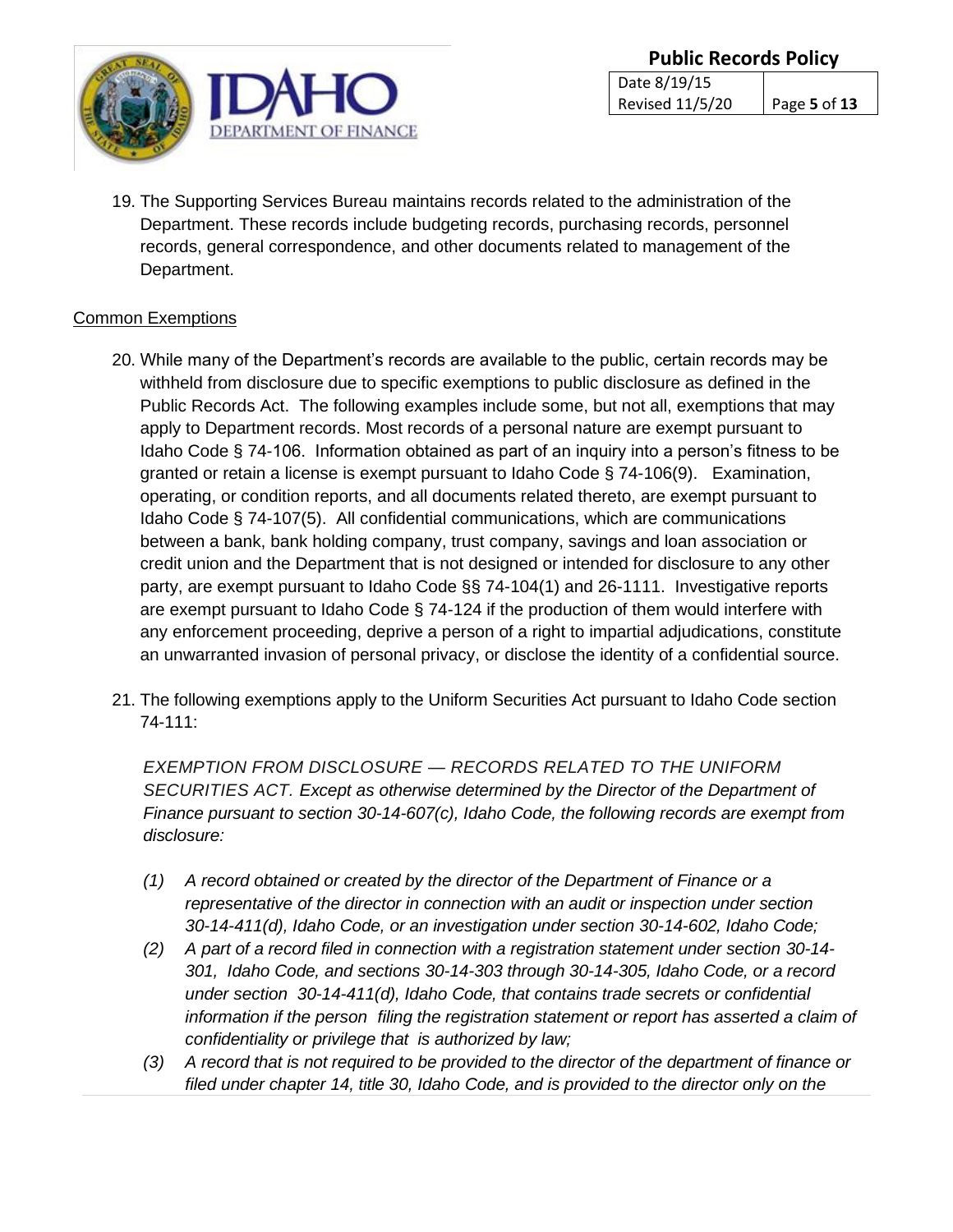19. The Supporting Services Bureau maintains records related to the administration of the Department. These records include budgeting records, purchasing records, personnel records, general correspondence, and other documents related to management of the Department.

Common Exemptions

20. While many of the Department's records are available to the public, certain records may be withheld from disclosure due to specific exemptions to public disclosure as defined in the Public Records Act. The following examples include some, but not all, exemptions that may apply to Department records. Most records of a personal nature are exempt pursuant to Idaho Code § 74-106. Information obtained as part of an inquiry into a person's fitness to be granted or retain a license is exempt pursuant to Idaho Code § 74-106(9). Examination, operating, or condition reports, and all documents related thereto, are exempt pursuant to Idaho Code § 74-107(5). All confidential communications, which are communications between a bank, bank holding company, trust company, savings and loan association or credit union and the Department that is not designed or intended for disclosure to any other party, are exempt pursuant to Idaho Code §§ 74-104(1) and 26-1111. Investigative reports are exempt pursuant to Idaho Code § 74-124 if the production of them would interfere with any enforcement proceeding, deprive a person of a right to impartial adjudications, constitute an unwarranted invasion of personal privacy, or disclose the identity of a confidential source.

21. The following exemptions apply to the Uniform Securities Act pursuant to Idaho Code section 74-111:

    *EXEMPTION FROM DISCLOSURE — RECORDS RELATED TO THE UNIFORM SECURITIES ACT. Except as otherwise determined by the Director of the Department of Finance pursuant to section 30-14-607(c), Idaho Code, the following records are exempt from disclosure:*

    *(1) A record obtained or created by the director of the Department of Finance or a representative of the director in connection with an audit or inspection under section 30-14-411(d), Idaho Code, or an investigation under section 30-14-602, Idaho Code;*

    *(2) A part of a record filed in connection with a registration statement under section 30-14-301, Idaho Code, and sections 30-14-303 through 30-14-305, Idaho Code, or a record under section 30-14-411(d), Idaho Code, that contains trade secrets or confidential information if the person filing the registration statement or report has asserted a claim of confidentiality or privilege that is authorized by law;*

    *(3) A record that is not required to be provided to the director of the department of finance or filed under chapter 14, title 30, Idaho Code, and is provided to the director only on the*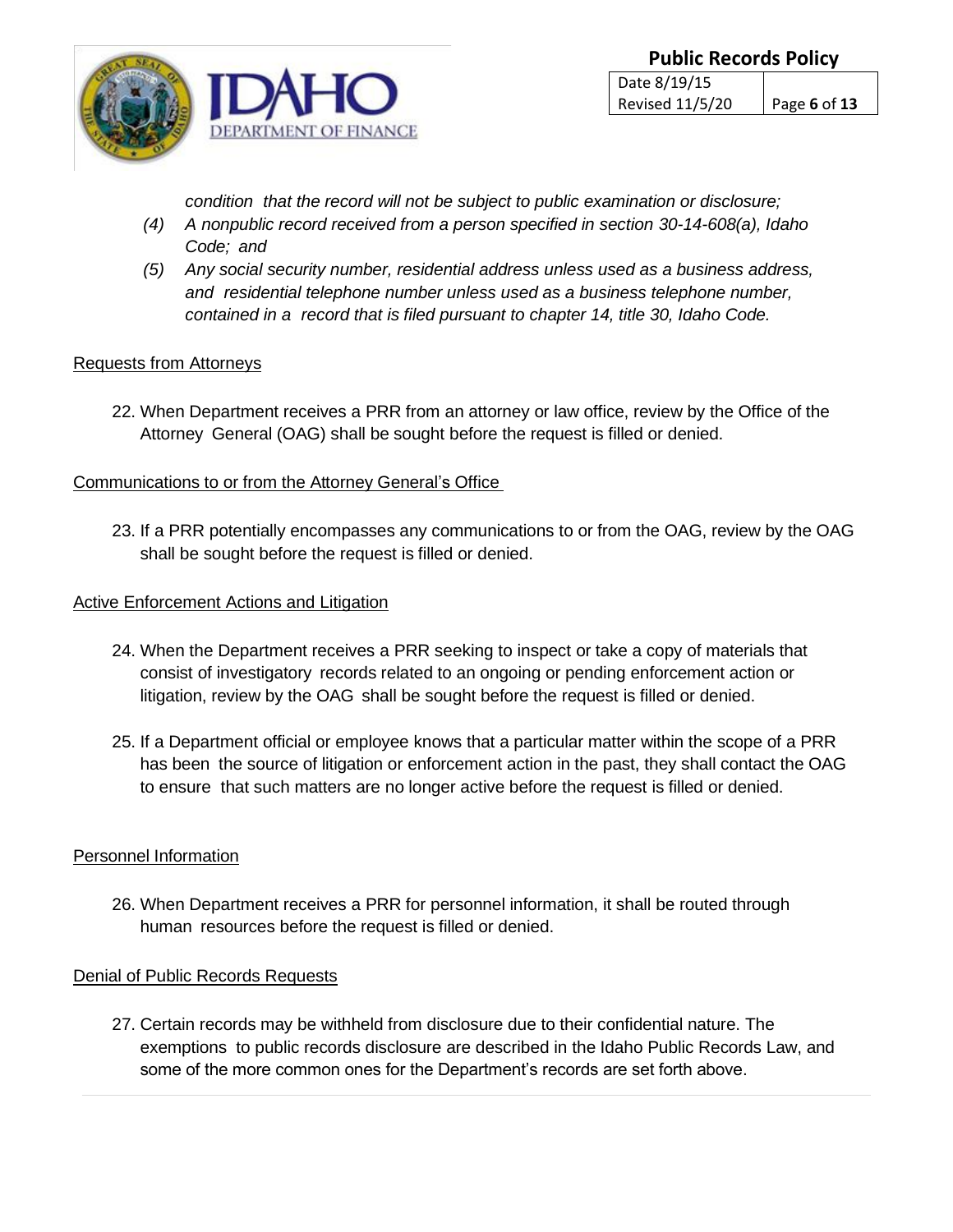*condition that the record will not be subject to public examination or disclosure;*

*(4) A nonpublic record received from a person specified in section 30-14-608(a), Idaho Code; and*

*(5) Any social security number, residential address unless used as a business address, and residential telephone number unless used as a business telephone number, contained in a record that is filed pursuant to chapter 14, title 30, Idaho Code.*

<u>Requests from Attorneys</u>

22. When Department receives a PRR from an attorney or law office, review by the Office of the Attorney General (OAG) shall be sought before the request is filled or denied.

<u>Communications to or from the Attorney General's Office</u>

23. If a PRR potentially encompasses any communications to or from the OAG, review by the OAG shall be sought before the request is filled or denied.

<u>Active Enforcement Actions and Litigation</u>

24. When the Department receives a PRR seeking to inspect or take a copy of materials that consist of investigatory records related to an ongoing or pending enforcement action or litigation, review by the OAG shall be sought before the request is filled or denied.

25. If a Department official or employee knows that a particular matter within the scope of a PRR has been the source of litigation or enforcement action in the past, they shall contact the OAG to ensure that such matters are no longer active before the request is filled or denied.

<u>Personnel Information</u>

26. When Department receives a PRR for personnel information, it shall be routed through human resources before the request is filled or denied.

<u>Denial of Public Records Requests</u>

27. Certain records may be withheld from disclosure due to their confidential nature. The exemptions to public records disclosure are described in the Idaho Public Records Law, and some of the more common ones for the Department's records are set forth above.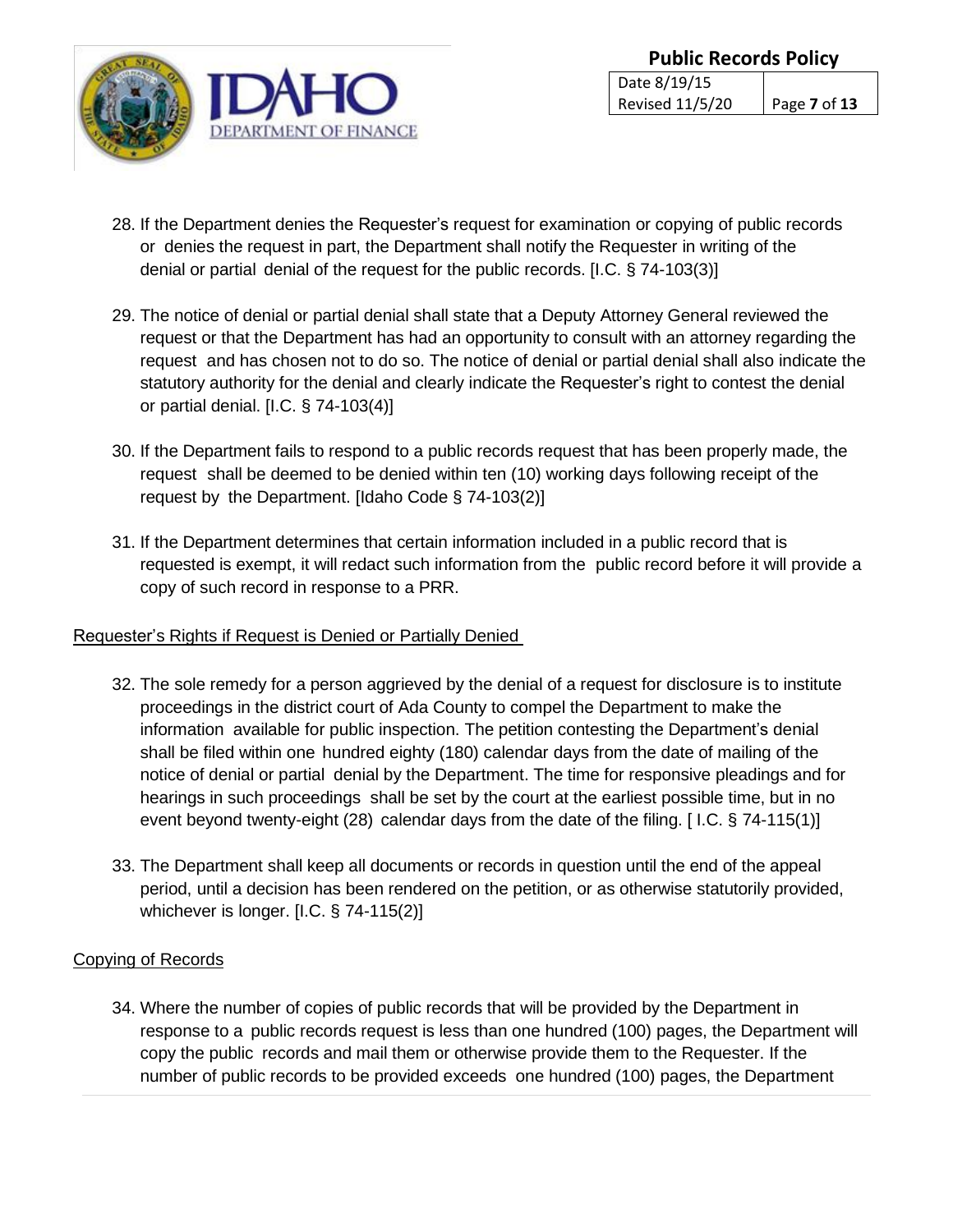28. If the Department denies the Requester's request for examination or copying of public records or denies the request in part, the Department shall notify the Requester in writing of the denial or partial denial of the request for the public records. [I.C. § 74-103(3)]

29. The notice of denial or partial denial shall state that a Deputy Attorney General reviewed the request or that the Department has had an opportunity to consult with an attorney regarding the request and has chosen not to do so. The notice of denial or partial denial shall also indicate the statutory authority for the denial and clearly indicate the Requester's right to contest the denial or partial denial. [I.C. § 74-103(4)]

30. If the Department fails to respond to a public records request that has been properly made, the request shall be deemed to be denied within ten (10) working days following receipt of the request by the Department. [Idaho Code § 74-103(2)]

31. If the Department determines that certain information included in a public record that is requested is exempt, it will redact such information from the public record before it will provide a copy of such record in response to a PRR.

<u>Requester's Rights if Request is Denied or Partially Denied</u>

32. The sole remedy for a person aggrieved by the denial of a request for disclosure is to institute proceedings in the district court of Ada County to compel the Department to make the information available for public inspection. The petition contesting the Department's denial shall be filed within one hundred eighty (180) calendar days from the date of mailing of the notice of denial or partial denial by the Department. The time for responsive pleadings and for hearings in such proceedings shall be set by the court at the earliest possible time, but in no event beyond twenty-eight (28) calendar days from the date of the filing. [ I.C. § 74-115(1)]

33. The Department shall keep all documents or records in question until the end of the appeal period, until a decision has been rendered on the petition, or as otherwise statutorily provided, whichever is longer. [I.C. § 74-115(2)]

<u>Copying of Records</u>

34. Where the number of copies of public records that will be provided by the Department in response to a public records request is less than one hundred (100) pages, the Department will copy the public records and mail them or otherwise provide them to the Requester. If the number of public records to be provided exceeds one hundred (100) pages, the Department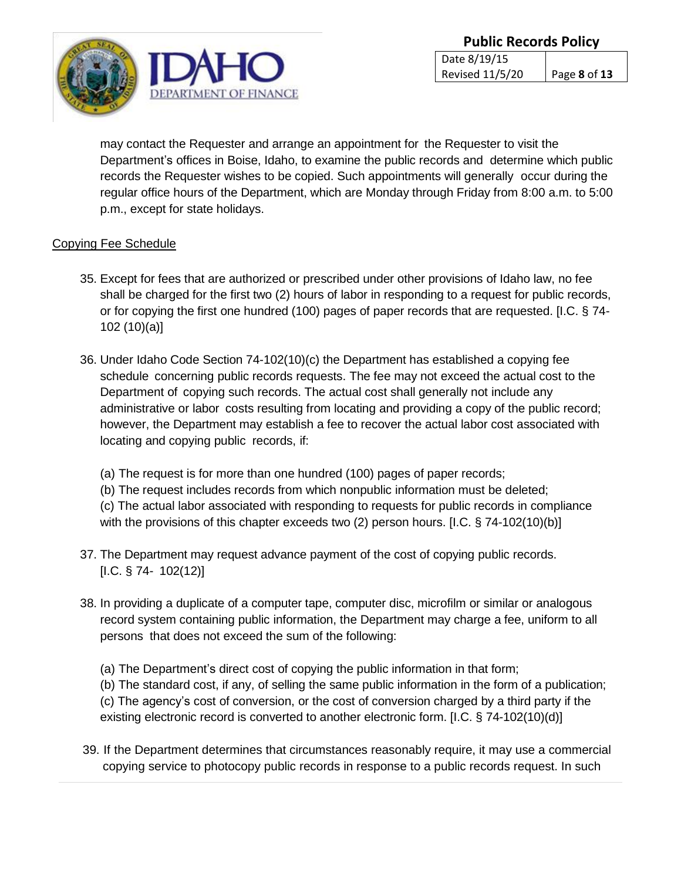may contact the Requester and arrange an appointment for the Requester to visit the Department's offices in Boise, Idaho, to examine the public records and determine which public records the Requester wishes to be copied. Such appointments will generally occur during the regular office hours of the Department, which are Monday through Friday from 8:00 a.m. to 5:00 p.m., except for state holidays.

Copying Fee Schedule

35. Except for fees that are authorized or prescribed under other provisions of Idaho law, no fee shall be charged for the first two (2) hours of labor in responding to a request for public records, or for copying the first one hundred (100) pages of paper records that are requested. [I.C. § 74-102 (10)(a)]

36. Under Idaho Code Section 74-102(10)(c) the Department has established a copying fee schedule concerning public records requests. The fee may not exceed the actual cost to the Department of copying such records. The actual cost shall generally not include any administrative or labor costs resulting from locating and providing a copy of the public record; however, the Department may establish a fee to recover the actual labor cost associated with locating and copying public records, if:

    (a) The request is for more than one hundred (100) pages of paper records;
    (b) The request includes records from which nonpublic information must be deleted;
    (c) The actual labor associated with responding to requests for public records in compliance with the provisions of this chapter exceeds two (2) person hours. [I.C. § 74-102(10)(b)]

37. The Department may request advance payment of the cost of copying public records. [I.C. § 74- 102(12)]

38. In providing a duplicate of a computer tape, computer disc, microfilm or similar or analogous record system containing public information, the Department may charge a fee, uniform to all persons that does not exceed the sum of the following:

    (a) The Department's direct cost of copying the public information in that form;
    (b) The standard cost, if any, of selling the same public information in the form of a publication;
    (c) The agency's cost of conversion, or the cost of conversion charged by a third party if the existing electronic record is converted to another electronic form. [I.C. § 74-102(10)(d)]

39. If the Department determines that circumstances reasonably require, it may use a commercial copying service to photocopy public records in response to a public records request. In such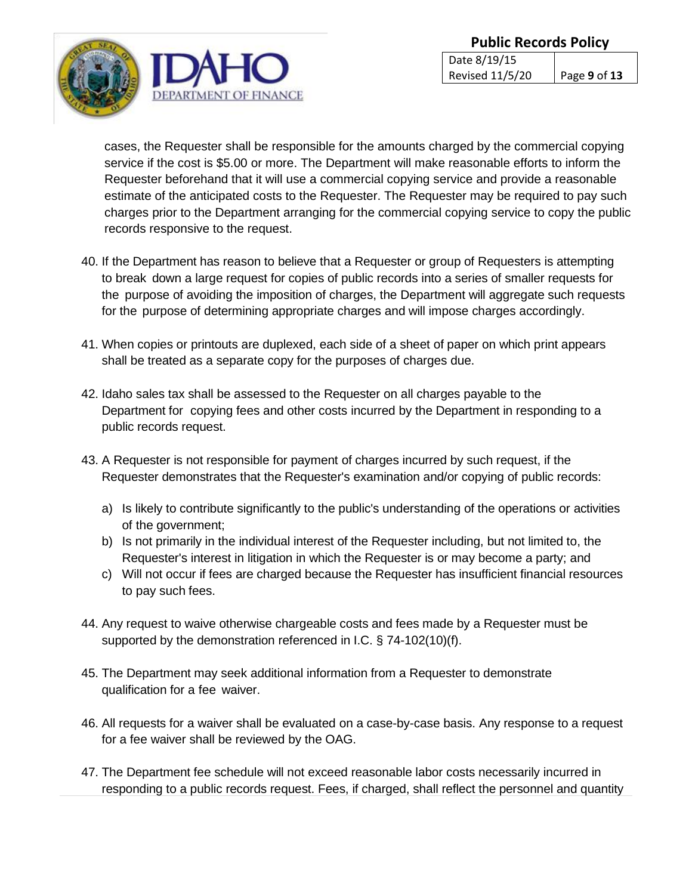cases, the Requester shall be responsible for the amounts charged by the commercial copying service if the cost is $5.00 or more. The Department will make reasonable efforts to inform the Requester beforehand that it will use a commercial copying service and provide a reasonable estimate of the anticipated costs to the Requester. The Requester may be required to pay such charges prior to the Department arranging for the commercial copying service to copy the public records responsive to the request.

40. If the Department has reason to believe that a Requester or group of Requesters is attempting to break down a large request for copies of public records into a series of smaller requests for the purpose of avoiding the imposition of charges, the Department will aggregate such requests for the purpose of determining appropriate charges and will impose charges accordingly.

41. When copies or printouts are duplexed, each side of a sheet of paper on which print appears shall be treated as a separate copy for the purposes of charges due.

42. Idaho sales tax shall be assessed to the Requester on all charges payable to the Department for copying fees and other costs incurred by the Department in responding to a public records request.

43. A Requester is not responsible for payment of charges incurred by such request, if the Requester demonstrates that the Requester's examination and/or copying of public records:

    a) Is likely to contribute significantly to the public's understanding of the operations or activities of the government;
    b) Is not primarily in the individual interest of the Requester including, but not limited to, the Requester's interest in litigation in which the Requester is or may become a party; and
    c) Will not occur if fees are charged because the Requester has insufficient financial resources to pay such fees.

44. Any request to waive otherwise chargeable costs and fees made by a Requester must be supported by the demonstration referenced in I.C. § 74-102(10)(f).

45. The Department may seek additional information from a Requester to demonstrate qualification for a fee waiver.

46. All requests for a waiver shall be evaluated on a case-by-case basis. Any response to a request for a fee waiver shall be reviewed by the OAG.

47. The Department fee schedule will not exceed reasonable labor costs necessarily incurred in responding to a public records request. Fees, if charged, shall reflect the personnel and quantity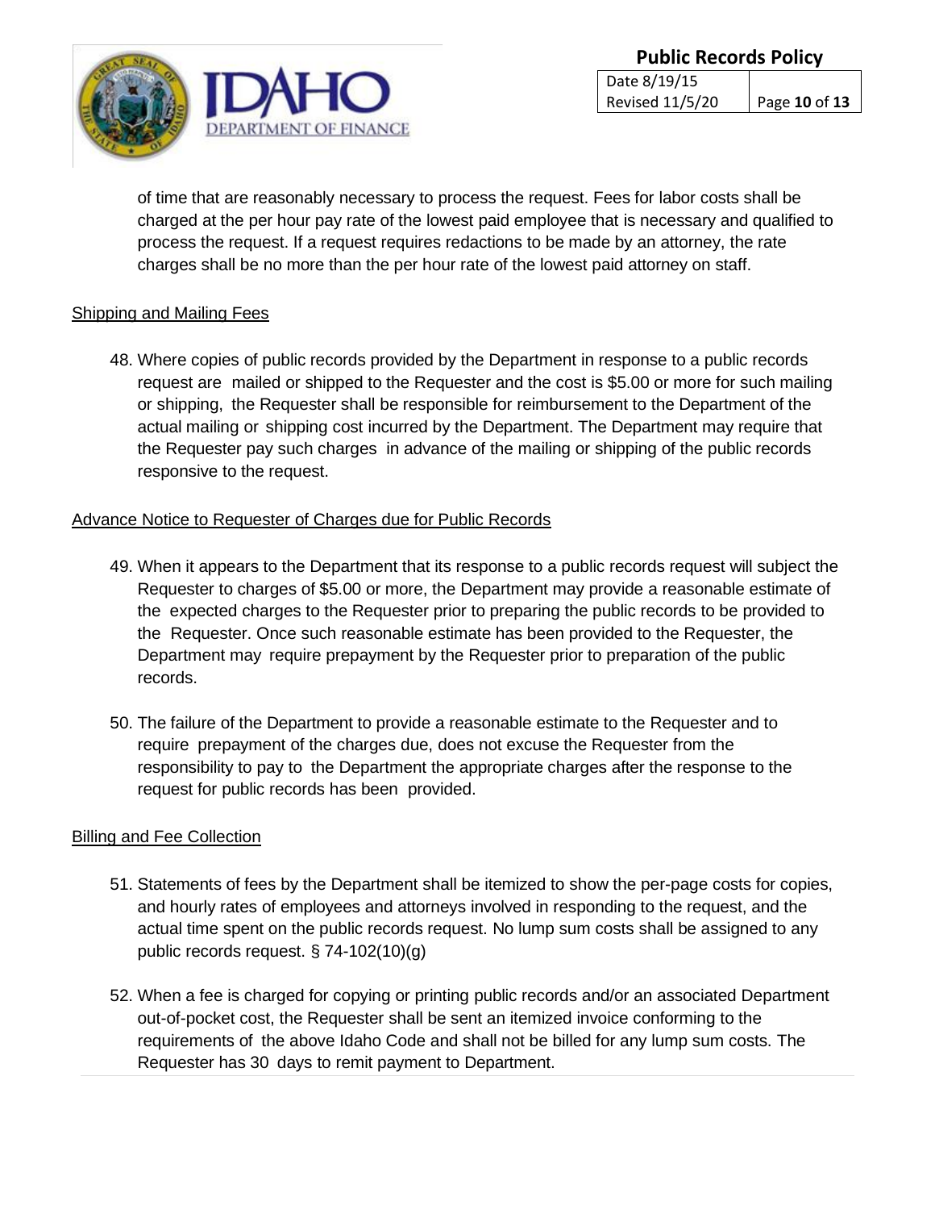of time that are reasonably necessary to process the request. Fees for labor costs shall be charged at the per hour pay rate of the lowest paid employee that is necessary and qualified to process the request. If a request requires redactions to be made by an attorney, the rate charges shall be no more than the per hour rate of the lowest paid attorney on staff.

<u>Shipping and Mailing Fees</u>

48. Where copies of public records provided by the Department in response to a public records request are mailed or shipped to the Requester and the cost is $5.00 or more for such mailing or shipping, the Requester shall be responsible for reimbursement to the Department of the actual mailing or shipping cost incurred by the Department. The Department may require that the Requester pay such charges in advance of the mailing or shipping of the public records responsive to the request.

<u>Advance Notice to Requester of Charges due for Public Records</u>

49. When it appears to the Department that its response to a public records request will subject the Requester to charges of $5.00 or more, the Department may provide a reasonable estimate of the expected charges to the Requester prior to preparing the public records to be provided to the Requester. Once such reasonable estimate has been provided to the Requester, the Department may require prepayment by the Requester prior to preparation of the public records.

50. The failure of the Department to provide a reasonable estimate to the Requester and to require prepayment of the charges due, does not excuse the Requester from the responsibility to pay to the Department the appropriate charges after the response to the request for public records has been provided.

<u>Billing and Fee Collection</u>

51. Statements of fees by the Department shall be itemized to show the per-page costs for copies, and hourly rates of employees and attorneys involved in responding to the request, and the actual time spent on the public records request. No lump sum costs shall be assigned to any public records request. § 74-102(10)(g)

52. When a fee is charged for copying or printing public records and/or an associated Department out-of-pocket cost, the Requester shall be sent an itemized invoice conforming to the requirements of the above Idaho Code and shall not be billed for any lump sum costs. The Requester has 30 days to remit payment to Department.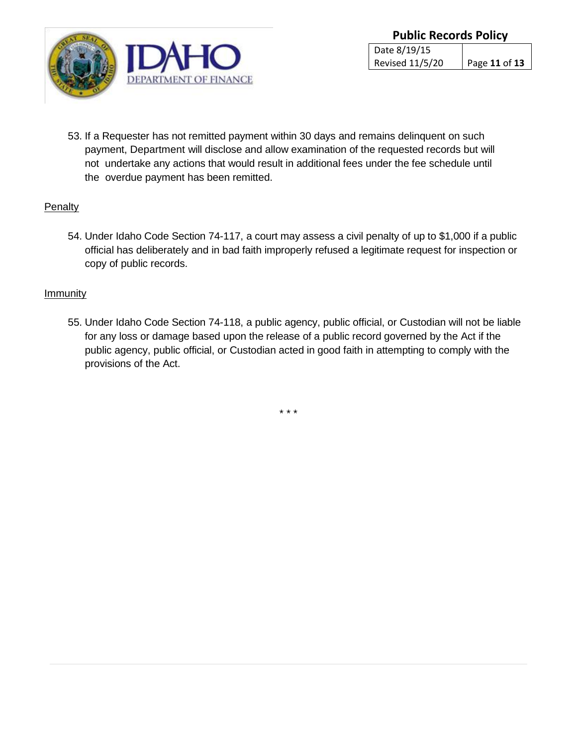53. If a Requester has not remitted payment within 30 days and remains delinquent on such payment, Department will disclose and allow examination of the requested records but will not undertake any actions that would result in additional fees under the fee schedule until the overdue payment has been remitted.

<u>Penalty</u>

54. Under Idaho Code Section 74-117, a court may assess a civil penalty of up to $1,000 if a public official has deliberately and in bad faith improperly refused a legitimate request for inspection or copy of public records.

<u>Immunity</u>

55. Under Idaho Code Section 74-118, a public agency, public official, or Custodian will not be liable for any loss or damage based upon the release of a public record governed by the Act if the public agency, public official, or Custodian acted in good faith in attempting to comply with the provisions of the Act.

\* \* \*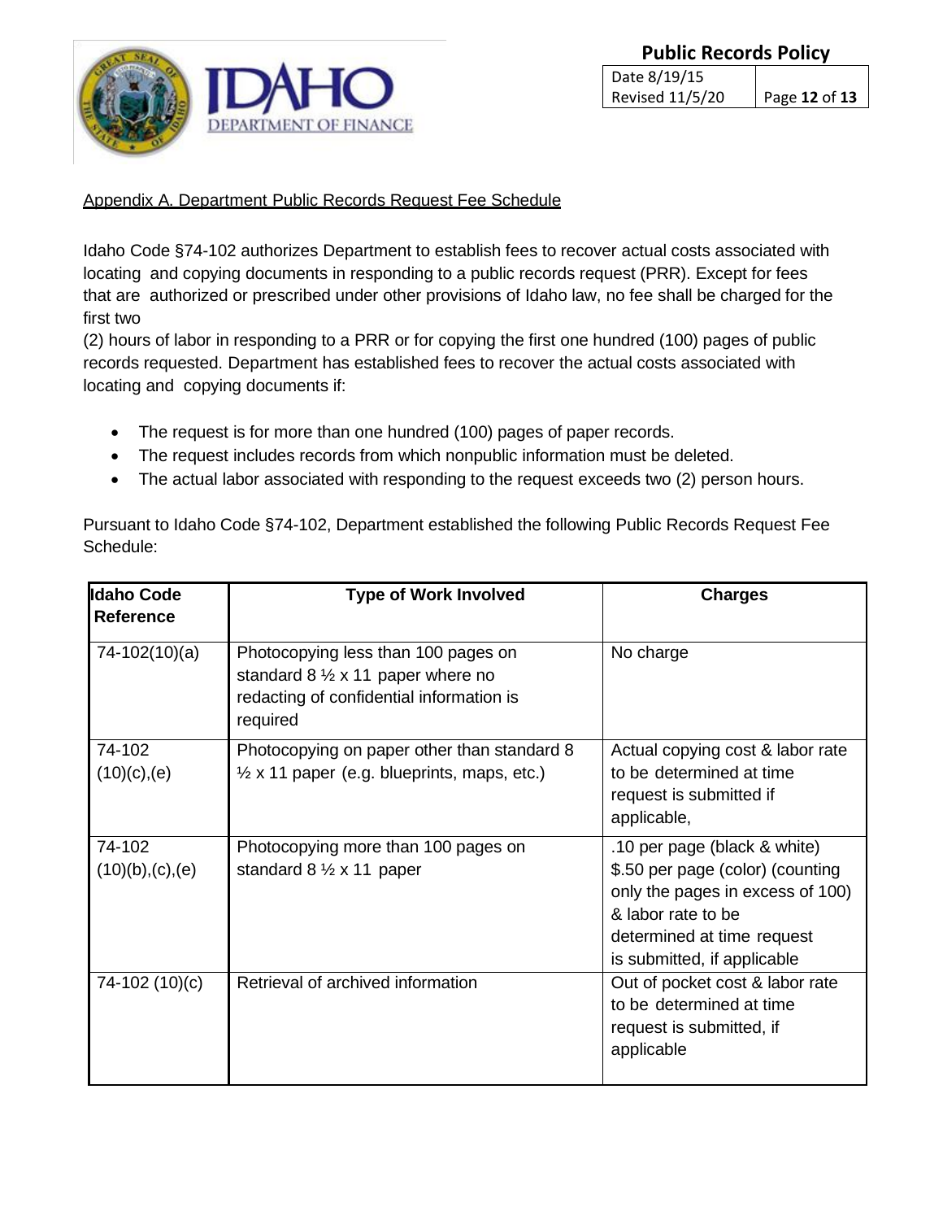Appendix A. Department Public Records Request Fee Schedule

Idaho Code §74-102 authorizes Department to establish fees to recover actual costs associated with locating and copying documents in responding to a public records request (PRR). Except for fees that are authorized or prescribed under other provisions of Idaho law, no fee shall be charged for the first two (2) hours of labor in responding to a PRR or for copying the first one hundred (100) pages of public records requested. Department has established fees to recover the actual costs associated with locating and copying documents if:

- The request is for more than one hundred (100) pages of paper records.
- The request includes records from which nonpublic information must be deleted.
- The actual labor associated with responding to the request exceeds two (2) person hours.

Pursuant to Idaho Code §74-102, Department established the following Public Records Request Fee Schedule:

| Idaho Code Reference | Type of Work Involved | Charges |
|---|---|---|
| 74-102(10)(a) | Photocopying less than 100 pages on standard 8 ½ x 11 paper where no redacting of confidential information is required | No charge |
| 74-102 (10)(c),(e) | Photocopying on paper other than standard 8 ½ x 11 paper (e.g. blueprints, maps, etc.) | Actual copying cost & labor rate to be determined at time request is submitted if applicable, |
| 74-102 (10)(b),(c),(e) | Photocopying more than 100 pages on standard 8 ½ x 11 paper | .10 per page (black & white) $.50 per page (color) (counting only the pages in excess of 100) & labor rate to be determined at time request is submitted, if applicable |
| 74-102 (10)(c) | Retrieval of archived information | Out of pocket cost & labor rate to be determined at time request is submitted, if applicable |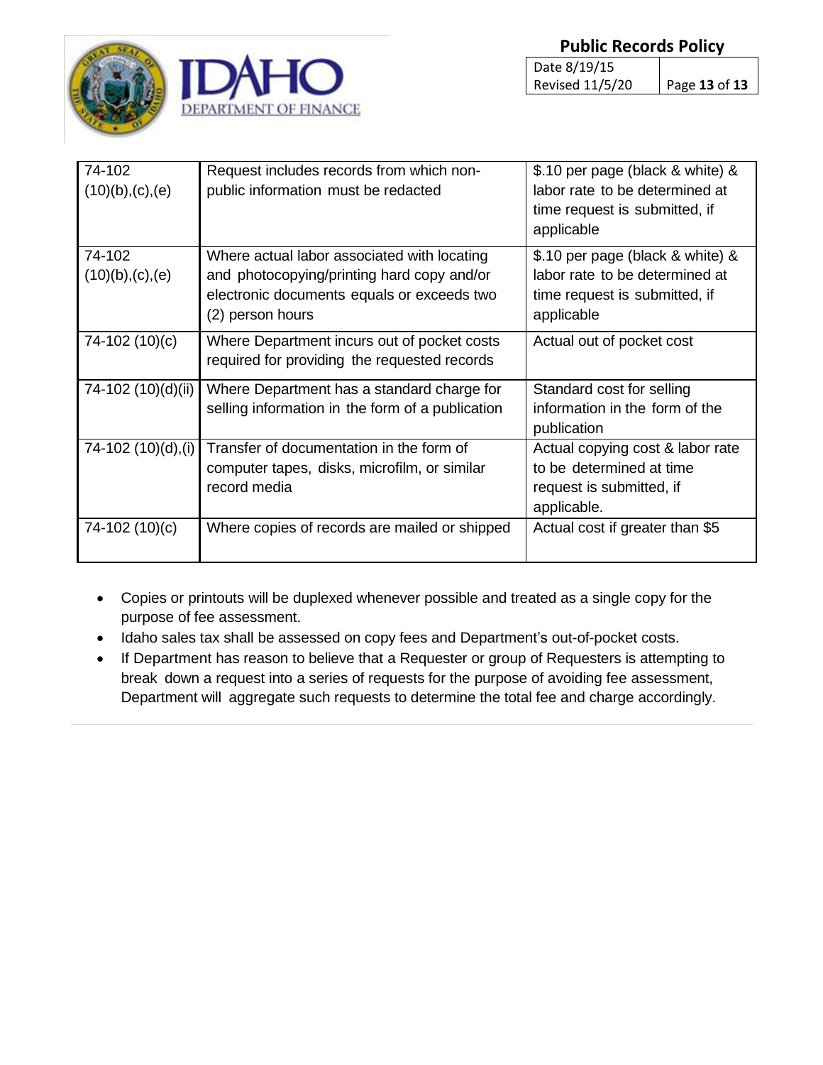| | | |
|---|---|---|
| 74-102 (10)(b),(c),(e) | Request includes records from which non-public information must be redacted | $.10 per page (black & white) & labor rate to be determined at time request is submitted, if applicable |
| 74-102 (10)(b),(c),(e) | Where actual labor associated with locating and photocopying/printing hard copy and/or electronic documents equals or exceeds two (2) person hours | $.10 per page (black & white) & labor rate to be determined at time request is submitted, if applicable |
| 74-102 (10)(c) | Where Department incurs out of pocket costs required for providing the requested records | Actual out of pocket cost |
| 74-102 (10)(d)(ii) | Where Department has a standard charge for selling information in the form of a publication | Standard cost for selling information in the form of the publication |
| 74-102 (10)(d),(i) | Transfer of documentation in the form of computer tapes, disks, microfilm, or similar record media | Actual copying cost & labor rate to be determined at time request is submitted, if applicable. |
| 74-102 (10)(c) | Where copies of records are mailed or shipped | Actual cost if greater than $5 |

- Copies or printouts will be duplexed whenever possible and treated as a single copy for the purpose of fee assessment.
- Idaho sales tax shall be assessed on copy fees and Department's out-of-pocket costs.
- If Department has reason to believe that a Requester or group of Requesters is attempting to break down a request into a series of requests for the purpose of avoiding fee assessment, Department will aggregate such requests to determine the total fee and charge accordingly.